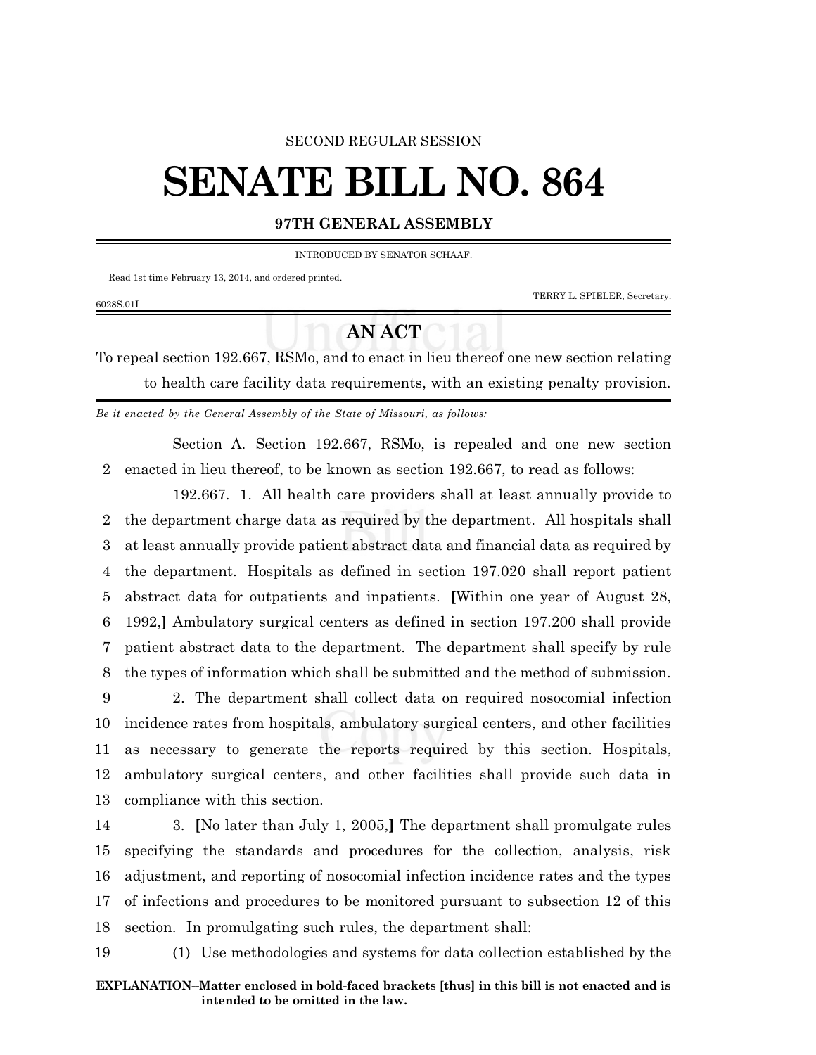SECOND REGULAR SESSION

# SENATE BILL NO. 864

**97TH GENERAL ASSEMBLY**

INTRODUCED BY SENATOR SCHAAF.

Read 1st time February 13, 2014, and ordered printed.

TERRY L. SPIELER, Secretary.

6028S.01I

## AN ACT

To repeal section 192.667, RSMo, and to enact in lieu thereof one new section relating to health care facility data requirements, with an existing penalty provision.

*Be it enacted by the General Assembly of the State of Missouri, as follows:*

Section A. Section 192.667, RSMo, is repealed and one new section enacted in lieu thereof, to be known as section 192.667, to read as follows:

192.667. 1. All health care providers shall at least annually provide to the department charge data as required by the department. All hospitals shall at least annually provide patient abstract data and financial data as required by the department. Hospitals as defined in section 197.020 shall report patient abstract data for outpatients and inpatients. **[**Within one year of August 28, 1992,**]** Ambulatory surgical centers as defined in section 197.200 shall provide patient abstract data to the department. The department shall specify by rule the types of information which shall be submitted and the method of submission.

2. The department shall collect data on required nosocomial infection incidence rates from hospitals, ambulatory surgical centers, and other facilities as necessary to generate the reports required by this section. Hospitals, ambulatory surgical centers, and other facilities shall provide such data in compliance with this section.

3. **[**No later than July 1, 2005,**]** The department shall promulgate rules specifying the standards and procedures for the collection, analysis, risk adjustment, and reporting of nosocomial infection incidence rates and the types of infections and procedures to be monitored pursuant to subsection 12 of this section. In promulgating such rules, the department shall:

(1) Use methodologies and systems for data collection established by the

**EXPLANATION–Matter enclosed in bold-faced brackets [thus] in this bill is not enacted and is intended to be omitted in the law.**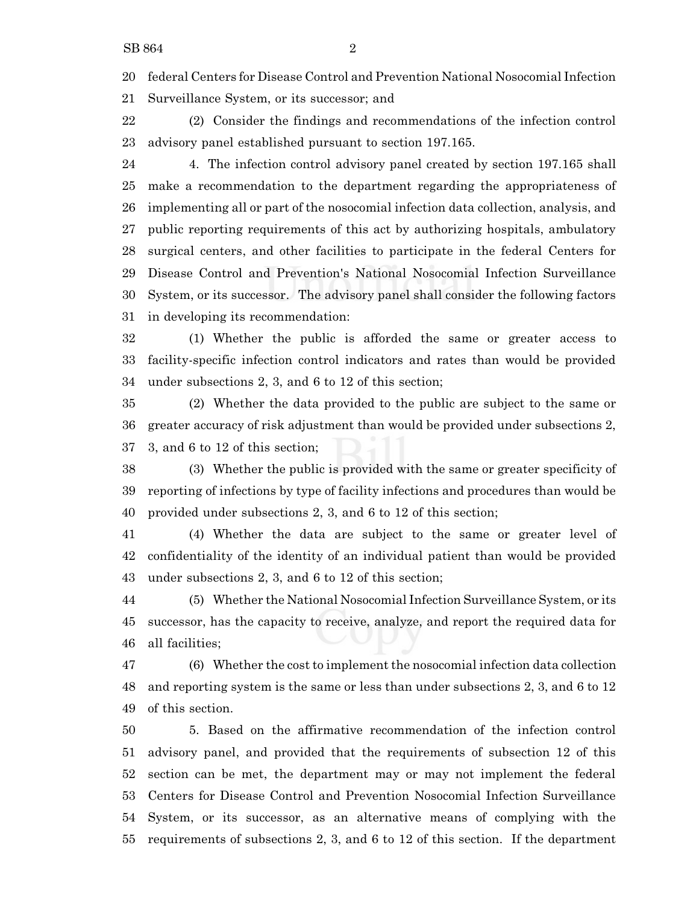federal Centers for Disease Control and Prevention National Nosocomial Infection Surveillance System, or its successor; and

(2) Consider the findings and recommendations of the infection control advisory panel established pursuant to section 197.165.

4. The infection control advisory panel created by section 197.165 shall make a recommendation to the department regarding the appropriateness of implementing all or part of the nosocomial infection data collection, analysis, and public reporting requirements of this act by authorizing hospitals, ambulatory surgical centers, and other facilities to participate in the federal Centers for Disease Control and Prevention's National Nosocomial Infection Surveillance System, or its successor. The advisory panel shall consider the following factors in developing its recommendation:

(1) Whether the public is afforded the same or greater access to facility-specific infection control indicators and rates than would be provided under subsections 2, 3, and 6 to 12 of this section;

(2) Whether the data provided to the public are subject to the same or greater accuracy of risk adjustment than would be provided under subsections 2, 3, and 6 to 12 of this section;

(3) Whether the public is provided with the same or greater specificity of reporting of infections by type of facility infections and procedures than would be provided under subsections 2, 3, and 6 to 12 of this section;

(4) Whether the data are subject to the same or greater level of confidentiality of the identity of an individual patient than would be provided under subsections 2, 3, and 6 to 12 of this section;

(5) Whether the National Nosocomial Infection Surveillance System, or its successor, has the capacity to receive, analyze, and report the required data for all facilities;

(6) Whether the cost to implement the nosocomial infection data collection and reporting system is the same or less than under subsections 2, 3, and 6 to 12 of this section.

5. Based on the affirmative recommendation of the infection control advisory panel, and provided that the requirements of subsection 12 of this section can be met, the department may or may not implement the federal Centers for Disease Control and Prevention Nosocomial Infection Surveillance System, or its successor, as an alternative means of complying with the requirements of subsections 2, 3, and 6 to 12 of this section. If the department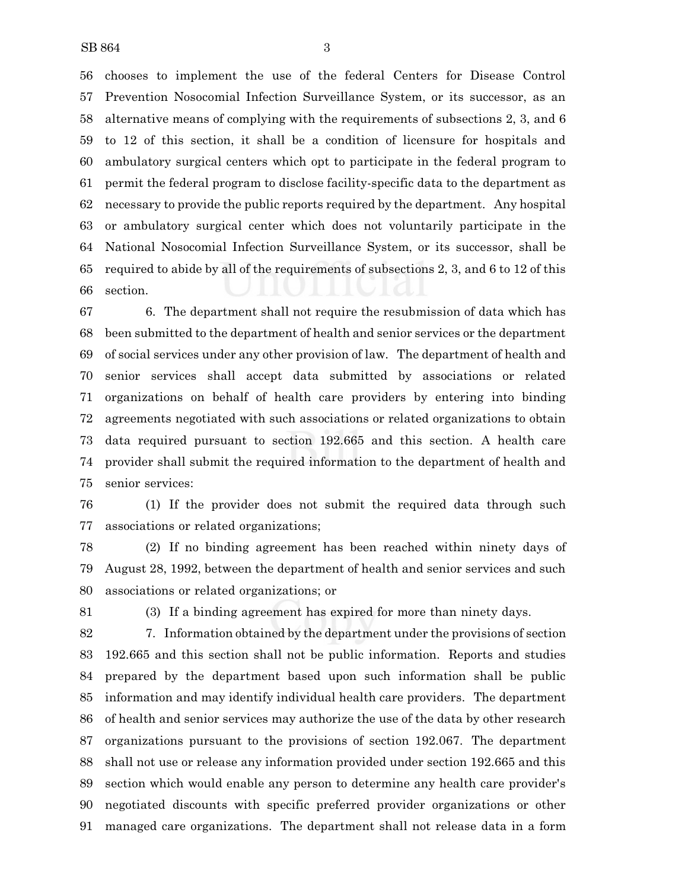chooses to implement the use of the federal Centers for Disease Control Prevention Nosocomial Infection Surveillance System, or its successor, as an alternative means of complying with the requirements of subsections 2, 3, and 6 to 12 of this section, it shall be a condition of licensure for hospitals and ambulatory surgical centers which opt to participate in the federal program to permit the federal program to disclose facility-specific data to the department as necessary to provide the public reports required by the department. Any hospital or ambulatory surgical center which does not voluntarily participate in the National Nosocomial Infection Surveillance System, or its successor, shall be required to abide by all of the requirements of subsections 2, 3, and 6 to 12 of this section.

6. The department shall not require the resubmission of data which has been submitted to the department of health and senior services or the department of social services under any other provision of law. The department of health and senior services shall accept data submitted by associations or related organizations on behalf of health care providers by entering into binding agreements negotiated with such associations or related organizations to obtain data required pursuant to section 192.665 and this section. A health care provider shall submit the required information to the department of health and senior services:

(1) If the provider does not submit the required data through such associations or related organizations;

(2) If no binding agreement has been reached within ninety days of August 28, 1992, between the department of health and senior services and such associations or related organizations; or

(3) If a binding agreement has expired for more than ninety days.

7. Information obtained by the department under the provisions of section 192.665 and this section shall not be public information. Reports and studies prepared by the department based upon such information shall be public information and may identify individual health care providers. The department of health and senior services may authorize the use of the data by other research organizations pursuant to the provisions of section 192.067. The department shall not use or release any information provided under section 192.665 and this section which would enable any person to determine any health care provider's negotiated discounts with specific preferred provider organizations or other managed care organizations. The department shall not release data in a form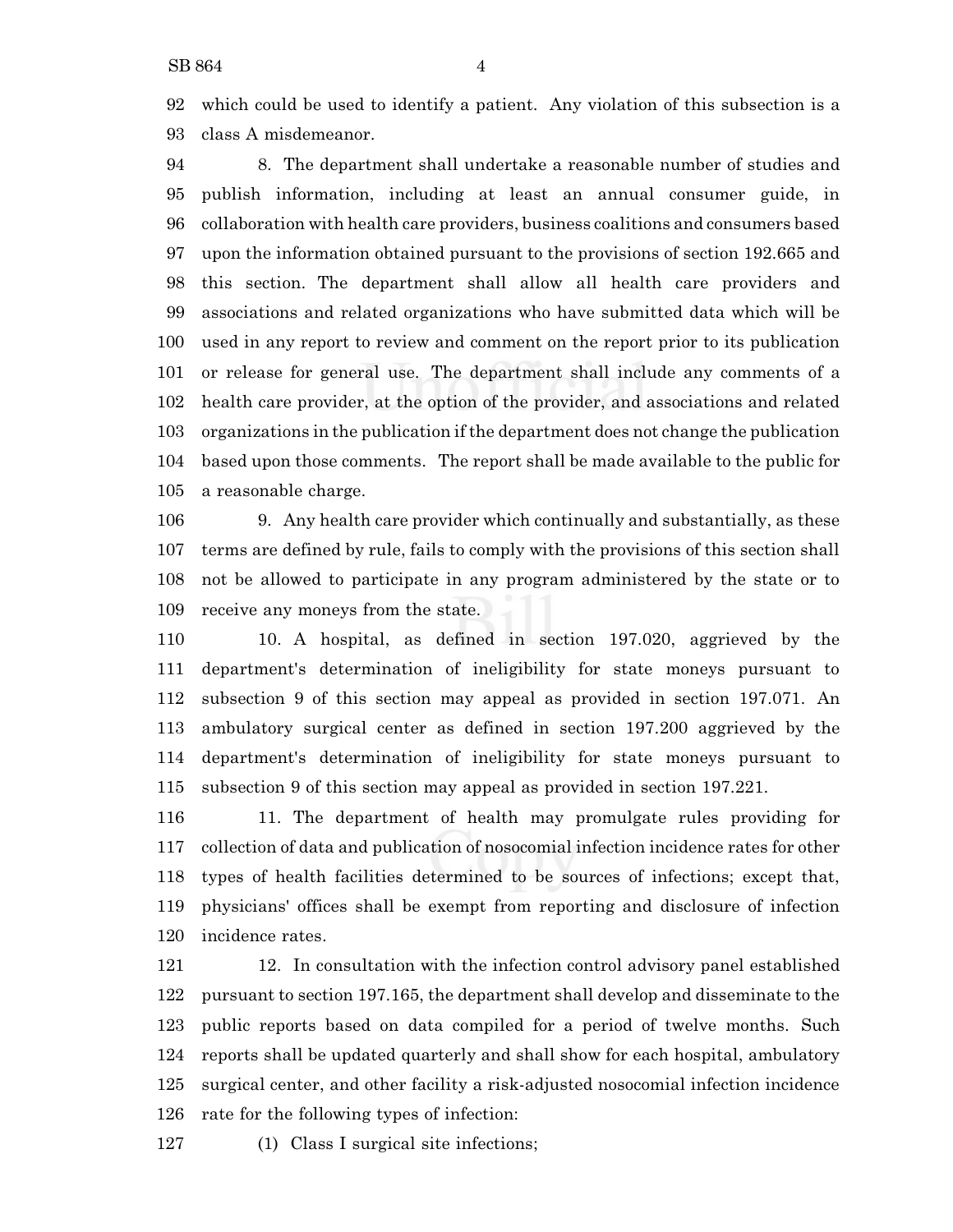which could be used to identify a patient. Any violation of this subsection is a class A misdemeanor.

8. The department shall undertake a reasonable number of studies and publish information, including at least an annual consumer guide, in collaboration with health care providers, business coalitions and consumers based upon the information obtained pursuant to the provisions of section 192.665 and this section. The department shall allow all health care providers and associations and related organizations who have submitted data which will be used in any report to review and comment on the report prior to its publication or release for general use. The department shall include any comments of a health care provider, at the option of the provider, and associations and related organizations in the publication if the department does not change the publication based upon those comments. The report shall be made available to the public for a reasonable charge.

9. Any health care provider which continually and substantially, as these terms are defined by rule, fails to comply with the provisions of this section shall not be allowed to participate in any program administered by the state or to receive any moneys from the state.

10. A hospital, as defined in section 197.020, aggrieved by the department's determination of ineligibility for state moneys pursuant to subsection 9 of this section may appeal as provided in section 197.071. An ambulatory surgical center as defined in section 197.200 aggrieved by the department's determination of ineligibility for state moneys pursuant to subsection 9 of this section may appeal as provided in section 197.221.

11. The department of health may promulgate rules providing for collection of data and publication of nosocomial infection incidence rates for other types of health facilities determined to be sources of infections; except that, physicians' offices shall be exempt from reporting and disclosure of infection incidence rates.

12. In consultation with the infection control advisory panel established pursuant to section 197.165, the department shall develop and disseminate to the public reports based on data compiled for a period of twelve months. Such reports shall be updated quarterly and shall show for each hospital, ambulatory surgical center, and other facility a risk-adjusted nosocomial infection incidence rate for the following types of infection:

(1) Class I surgical site infections;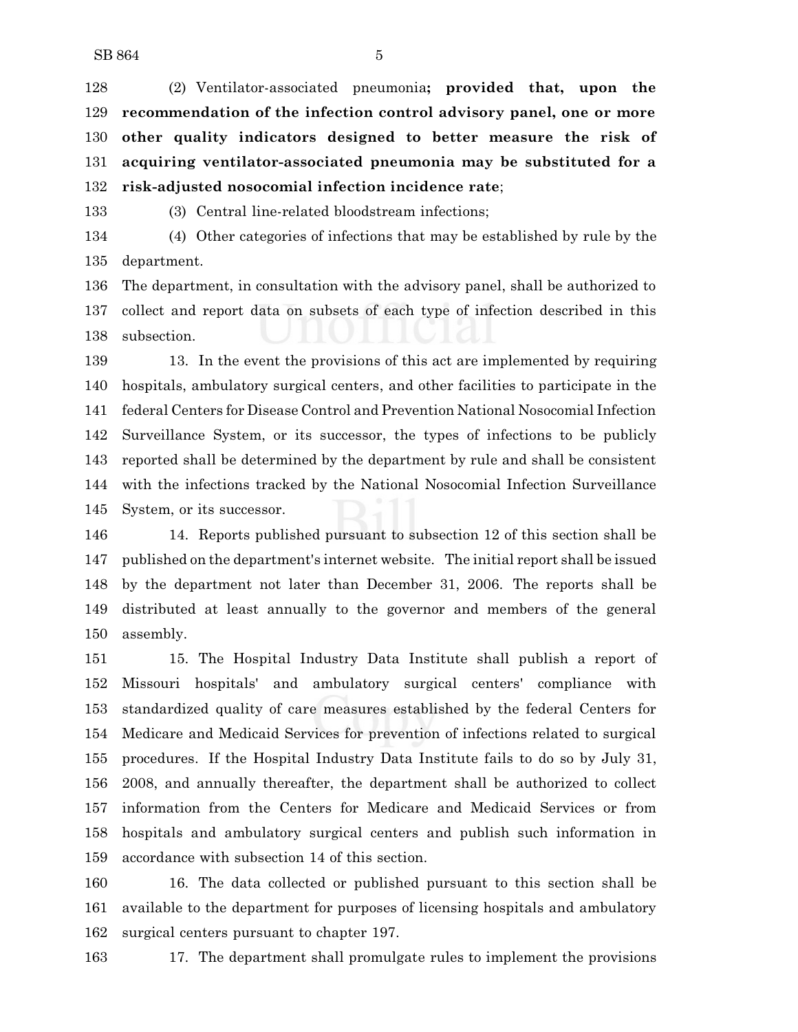(2) Ventilator-associated pneumonia**; provided that, upon the recommendation of the infection control advisory panel, one or more other quality indicators designed to better measure the risk of acquiring ventilator-associated pneumonia may be substituted for a risk-adjusted nosocomial infection incidence rate**;

(3) Central line-related bloodstream infections;

(4) Other categories of infections that may be established by rule by the department.

The department, in consultation with the advisory panel, shall be authorized to collect and report data on subsets of each type of infection described in this subsection.

13. In the event the provisions of this act are implemented by requiring hospitals, ambulatory surgical centers, and other facilities to participate in the federal Centers for Disease Control and Prevention National Nosocomial Infection Surveillance System, or its successor, the types of infections to be publicly reported shall be determined by the department by rule and shall be consistent with the infections tracked by the National Nosocomial Infection Surveillance System, or its successor.

14. Reports published pursuant to subsection 12 of this section shall be published on the department's internet website. The initial report shall be issued by the department not later than December 31, 2006. The reports shall be distributed at least annually to the governor and members of the general assembly.

15. The Hospital Industry Data Institute shall publish a report of Missouri hospitals' and ambulatory surgical centers' compliance with standardized quality of care measures established by the federal Centers for Medicare and Medicaid Services for prevention of infections related to surgical procedures. If the Hospital Industry Data Institute fails to do so by July 31, 2008, and annually thereafter, the department shall be authorized to collect information from the Centers for Medicare and Medicaid Services or from hospitals and ambulatory surgical centers and publish such information in accordance with subsection 14 of this section.

16. The data collected or published pursuant to this section shall be available to the department for purposes of licensing hospitals and ambulatory surgical centers pursuant to chapter 197.

17. The department shall promulgate rules to implement the provisions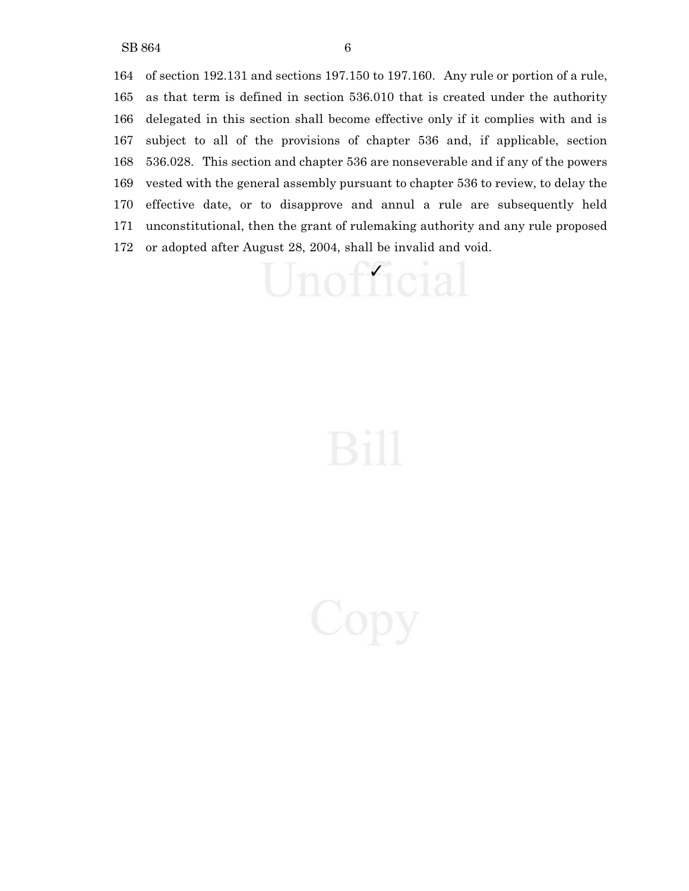of section 192.131 and sections 197.150 to 197.160. Any rule or portion of a rule, as that term is defined in section 536.010 that is created under the authority delegated in this section shall become effective only if it complies with and is subject to all of the provisions of chapter 536 and, if applicable, section 536.028. This section and chapter 536 are nonseverable and if any of the powers vested with the general assembly pursuant to chapter 536 to review, to delay the effective date, or to disapprove and annul a rule are subsequently held unconstitutional, then the grant of rulemaking authority and any rule proposed or adopted after August 28, 2004, shall be invalid and void.

✓